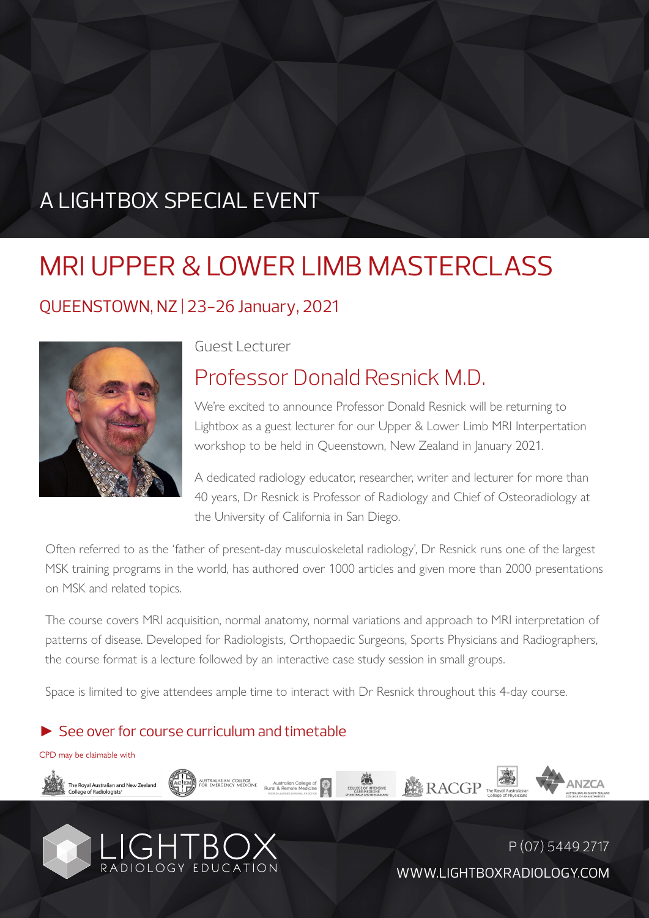A LIGHTBOX SPECIAL EVENT

# MRI UPPER & LOWER LIMB MASTERCLASS

## QUEENSTOWN, NZ | 23-26 January, 2021

Guest Lecturer

## Professor Donald Resnick M.D.

We're excited to announce Professor Donald Resnick will be returning to Lightbox as a guest lecturer for our Upper & Lower Limb MRI Interpertation workshop to be held in Queenstown, New Zealand in January 2021.

A dedicated radiology educator, researcher, writer and lecturer for more than 40 years, Dr Resnick is Professor of Radiology and Chief of Osteoradiology at the University of California in San Diego.

Often referred to as the 'father of present-day musculoskeletal radiology', Dr Resnick runs one of the largest MSK training programs in the world, has authored over 1000 articles and given more than 2000 presentations on MSK and related topics.

The course covers MRI acquisition, normal anatomy, normal variations and approach to MRI interpretation of patterns of disease. Developed for Radiologists, Orthopaedic Surgeons, Sports Physicians and Radiographers, the course format is a lecture followed by an interactive case study session in small groups.

Space is limited to give attendees ample time to interact with Dr Resnick throughout this 4-day course.

► See over for course curriculum and timetable

CPD may be claimable with

The Royal Australian and New Zealand College of Radiologists · Australasian College for Emergency Medicine · Australian College of Rural & Remote Medicine · College of Intensive Care Medicine of Australia and New Zealand · RACGP · The Royal Australasian College of Physicians · ANZCA Australian and New Zealand College of Anaesthetists

LIGHTBOX RADIOLOGY EDUCATION

P (07) 5449 2717

WWW.LIGHTBOXRADIOLOGY.COM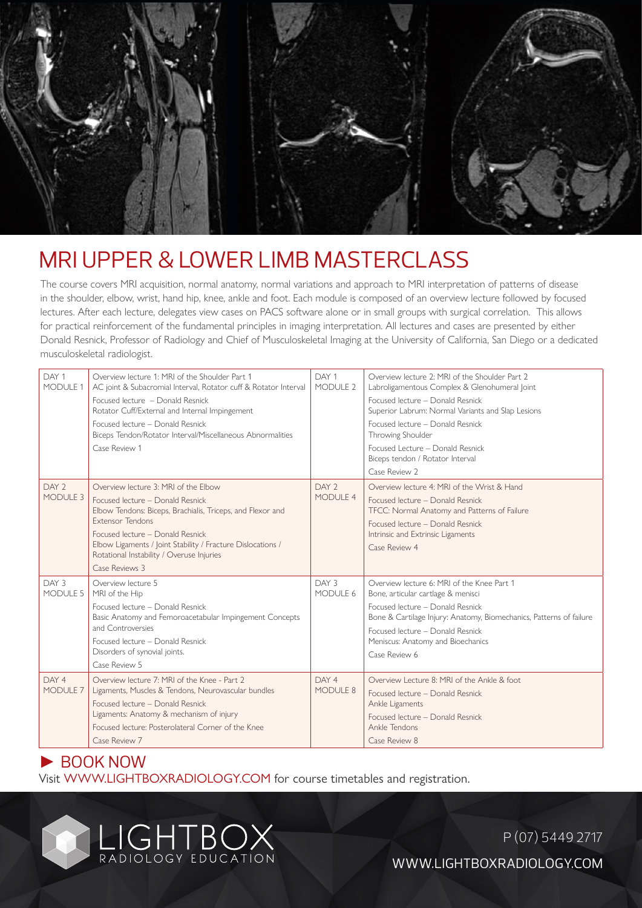# MRI UPPER & LOWER LIMB MASTERCLASS

The course covers MRI acquisition, normal anatomy, normal variations and approach to MRI interpretation of patterns of disease in the shoulder, elbow, wrist, hand hip, knee, ankle and foot. Each module is composed of an overview lecture followed by focused lectures. After each lecture, delegates view cases on PACS software alone or in small groups with surgical correlation. This allows for practical reinforcement of the fundamental principles in imaging interpretation. All lectures and cases are presented by either Donald Resnick, Professor of Radiology and Chief of Musculoskeletal Imaging at the University of California, San Diego or a dedicated musculoskeletal radiologist.

| | | | |
|---|---|---|---|
| DAY 1 MODULE 1 | Overview lecture 1: MRI of the Shoulder Part 1<br>AC joint & Subacromial Interval, Rotator cuff & Rotator Interval<br>Focused lecture – Donald Resnick<br>Rotator Cuff/External and Internal Impingement<br>Focused lecture – Donald Resnick<br>Biceps Tendon/Rotator Interval/Miscellaneous Abnormalities<br>Case Review 1 | DAY 1 MODULE 2 | Overview lecture 2: MRI of the Shoulder Part 2<br>Labroligamentous Complex & Glenohumeral Joint<br>Focused lecture – Donald Resnick<br>Superior Labrum: Normal Variants and Slap Lesions<br>Focused lecture – Donald Resnick<br>Throwing Shoulder<br>Focused Lecture – Donald Resnick<br>Biceps tendon / Rotator Interval<br>Case Review 2 |
| DAY 2 MODULE 3 | Overview lecture 3: MRI of the Elbow<br>Focused lecture – Donald Resnick<br>Elbow Tendons: Biceps, Brachialis, Triceps, and Flexor and Extensor Tendons<br>Focused lecture – Donald Resnick<br>Elbow Ligaments / Joint Stability / Fracture Dislocations / Rotational Instability / Overuse Injuries<br>Case Reviews 3 | DAY 2 MODULE 4 | Overview lecture 4: MRI of the Wrist & Hand<br>Focused lecture – Donald Resnick<br>TFCC: Normal Anatomy and Patterns of Failure<br>Focused lecture – Donald Resnick<br>Intrinsic and Extrinsic Ligaments<br>Case Review 4 |
| DAY 3 MODULE 5 | Overview lecture 5<br>MRI of the Hip<br>Focused lecture – Donald Resnick<br>Basic Anatomy and Femoroacetabular Impingement Concepts and Controversies<br>Focused lecture – Donald Resnick<br>Disorders of synovial joints.<br>Case Review 5 | DAY 3 MODULE 6 | Overview lecture 6: MRI of the Knee Part 1<br>Bone, articular cartlage & menisci<br>Focused lecture – Donald Resnick<br>Bone & Cartilage Injury: Anatomy, Biomechanics, Patterns of failure<br>Focused lecture – Donald Resnick<br>Meniscus: Anatomy and Bioechanics<br>Case Review 6 |
| DAY 4 MODULE 7 | Overview lecture 7: MRI of the Knee - Part 2<br>Ligaments, Muscles & Tendons, Neurovascular bundles<br>Focused lecture – Donald Resnick<br>Ligaments: Anatomy & mechanism of injury<br>Focused lecture: Posterolateral Corner of the Knee<br>Case Review 7 | DAY 4 MODULE 8 | Overview Lecture 8: MRI of the Ankle & foot<br>Focused lecture – Donald Resnick<br>Ankle Ligaments<br>Focused lecture – Donald Resnick<br>Ankle Tendons<br>Case Review 8 |

## ► BOOK NOW

Visit WWW.LIGHTBOXRADIOLOGY.COM for course timetables and registration.

LIGHTBOX RADIOLOGY EDUCATION

P (07) 5449 2717

WWW.LIGHTBOXRADIOLOGY.COM